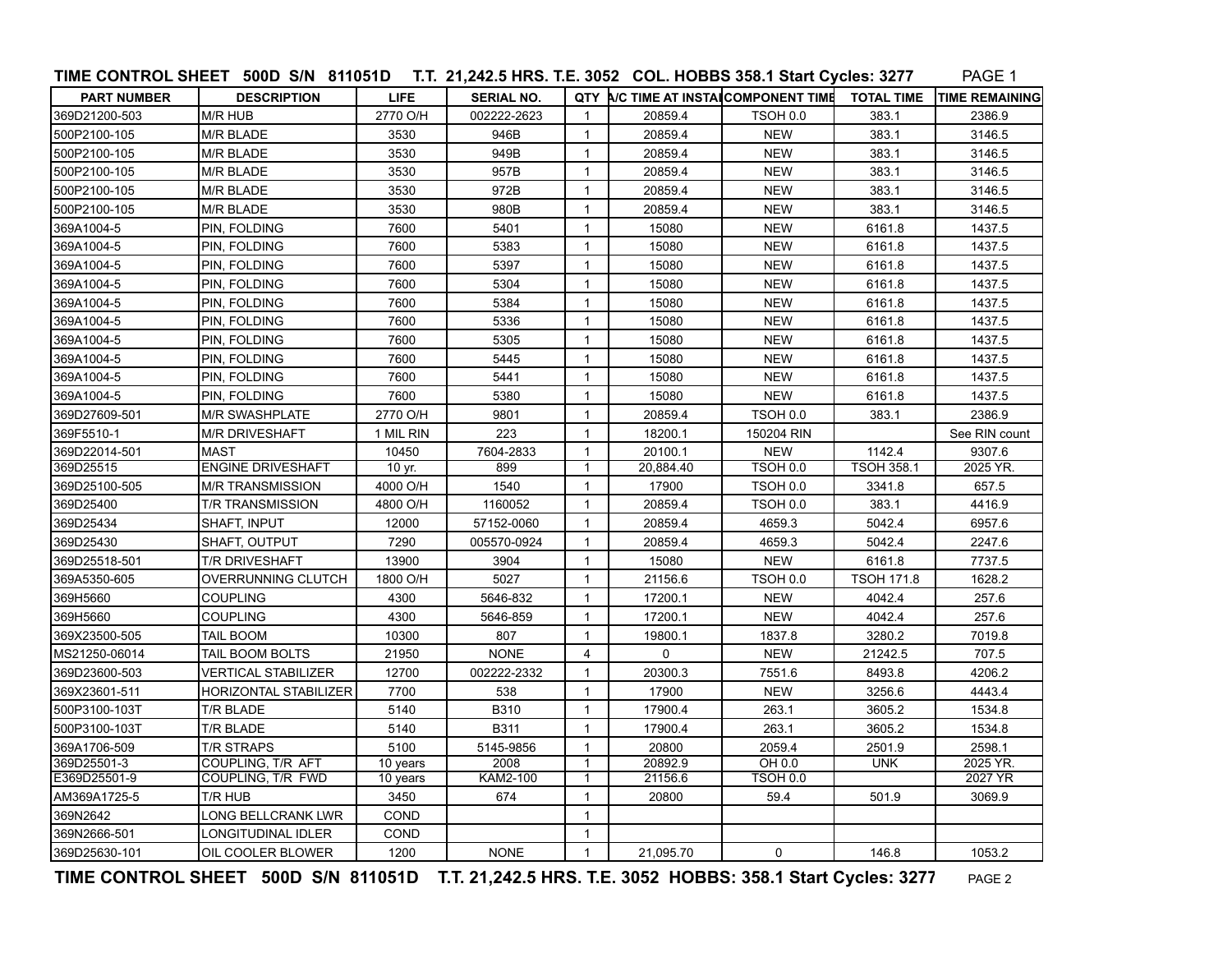**TIME CONTROL SHEET 500D S/N 811051D T.T. 21,242.5 HRS. T.E. 3052 COL. HOBBS 358.1 Start Cycles: 3277** PAGE 1

| PART NUMBER | DESCRIPTION | LIFE | SERIAL NO. | QTY | A/C TIME AT INSTAL | COMPONENT TIME | TOTAL TIME | TIME REMAINING |
|---|---|---|---|---|---|---|---|---|
| 369D21200-503 | M/R HUB | 2770 O/H | 002222-2623 | 1 | 20859.4 | TSOH 0.0 | 383.1 | 2386.9 |
| 500P2100-105 | M/R BLADE | 3530 | 946B | 1 | 20859.4 | NEW | 383.1 | 3146.5 |
| 500P2100-105 | M/R BLADE | 3530 | 949B | 1 | 20859.4 | NEW | 383.1 | 3146.5 |
| 500P2100-105 | M/R BLADE | 3530 | 957B | 1 | 20859.4 | NEW | 383.1 | 3146.5 |
| 500P2100-105 | M/R BLADE | 3530 | 972B | 1 | 20859.4 | NEW | 383.1 | 3146.5 |
| 500P2100-105 | M/R BLADE | 3530 | 980B | 1 | 20859.4 | NEW | 383.1 | 3146.5 |
| 369A1004-5 | PIN, FOLDING | 7600 | 5401 | 1 | 15080 | NEW | 6161.8 | 1437.5 |
| 369A1004-5 | PIN, FOLDING | 7600 | 5383 | 1 | 15080 | NEW | 6161.8 | 1437.5 |
| 369A1004-5 | PIN, FOLDING | 7600 | 5397 | 1 | 15080 | NEW | 6161.8 | 1437.5 |
| 369A1004-5 | PIN, FOLDING | 7600 | 5304 | 1 | 15080 | NEW | 6161.8 | 1437.5 |
| 369A1004-5 | PIN, FOLDING | 7600 | 5384 | 1 | 15080 | NEW | 6161.8 | 1437.5 |
| 369A1004-5 | PIN, FOLDING | 7600 | 5336 | 1 | 15080 | NEW | 6161.8 | 1437.5 |
| 369A1004-5 | PIN, FOLDING | 7600 | 5305 | 1 | 15080 | NEW | 6161.8 | 1437.5 |
| 369A1004-5 | PIN, FOLDING | 7600 | 5445 | 1 | 15080 | NEW | 6161.8 | 1437.5 |
| 369A1004-5 | PIN, FOLDING | 7600 | 5441 | 1 | 15080 | NEW | 6161.8 | 1437.5 |
| 369A1004-5 | PIN, FOLDING | 7600 | 5380 | 1 | 15080 | NEW | 6161.8 | 1437.5 |
| 369D27609-501 | M/R SWASHPLATE | 2770 O/H | 9801 | 1 | 20859.4 | TSOH 0.0 | 383.1 | 2386.9 |
| 369F5510-1 | M/R DRIVESHAFT | 1 MIL RIN | 223 | 1 | 18200.1 | 150204 RIN | | See RIN count |
| 369D22014-501 | MAST | 10450 | 7604-2833 | 1 | 20100.1 | NEW | 1142.4 | 9307.6 |
| 369D25515 | ENGINE DRIVESHAFT | 10 yr. | 899 | 1 | 20,884.40 | TSOH 0.0 | TSOH 358.1 | 2025 YR. |
| 369D25100-505 | M/R TRANSMISSION | 4000 O/H | 1540 | 1 | 17900 | TSOH 0.0 | 3341.8 | 657.5 |
| 369D25400 | T/R TRANSMISSION | 4800 O/H | 1160052 | 1 | 20859.4 | TSOH 0.0 | 383.1 | 4416.9 |
| 369D25434 | SHAFT, INPUT | 12000 | 57152-0060 | 1 | 20859.4 | 4659.3 | 5042.4 | 6957.6 |
| 369D25430 | SHAFT, OUTPUT | 7290 | 005570-0924 | 1 | 20859.4 | 4659.3 | 5042.4 | 2247.6 |
| 369D25518-501 | T/R DRIVESHAFT | 13900 | 3904 | 1 | 15080 | NEW | 6161.8 | 7737.5 |
| 369A5350-605 | OVERRUNNING CLUTCH | 1800 O/H | 5027 | 1 | 21156.6 | TSOH 0.0 | TSOH 171.8 | 1628.2 |
| 369H5660 | COUPLING | 4300 | 5646-832 | 1 | 17200.1 | NEW | 4042.4 | 257.6 |
| 369H5660 | COUPLING | 4300 | 5646-859 | 1 | 17200.1 | NEW | 4042.4 | 257.6 |
| 369X23500-505 | TAIL BOOM | 10300 | 807 | 1 | 19800.1 | 1837.8 | 3280.2 | 7019.8 |
| MS21250-06014 | TAIL BOOM BOLTS | 21950 | NONE | 4 | 0 | NEW | 21242.5 | 707.5 |
| 369D23600-503 | VERTICAL STABILIZER | 12700 | 002222-2332 | 1 | 20300.3 | 7551.6 | 8493.8 | 4206.2 |
| 369X23601-511 | HORIZONTAL STABILIZER | 7700 | 538 | 1 | 17900 | NEW | 3256.6 | 4443.4 |
| 500P3100-103T | T/R BLADE | 5140 | B310 | 1 | 17900.4 | 263.1 | 3605.2 | 1534.8 |
| 500P3100-103T | T/R BLADE | 5140 | B311 | 1 | 17900.4 | 263.1 | 3605.2 | 1534.8 |
| 369A1706-509 | T/R STRAPS | 5100 | 5145-9856 | 1 | 20800 | 2059.4 | 2501.9 | 2598.1 |
| 369D25501-3 | COUPLING, T/R AFT | 10 years | 2008 | 1 | 20892.9 | OH 0.0 | UNK | 2025 YR. |
| E369D25501-9 | COUPLING, T/R FWD | 10 years | KAM2-100 | 1 | 21156.6 | TSOH 0.0 | | 2027 YR |
| AM369A1725-5 | T/R HUB | 3450 | 674 | 1 | 20800 | 59.4 | 501.9 | 3069.9 |
| 369N2642 | LONG BELLCRANK LWR | COND | | 1 | | | | |
| 369N2666-501 | LONGITUDINAL IDLER | COND | | 1 | | | | |
| 369D25630-101 | OIL COOLER BLOWER | 1200 | NONE | 1 | 21,095.70 | 0 | 146.8 | 1053.2 |

**TIME CONTROL SHEET 500D S/N 811051D T.T. 21,242.5 HRS. T.E. 3052 HOBBS: 358.1 Start Cycles: 3277** PAGE 2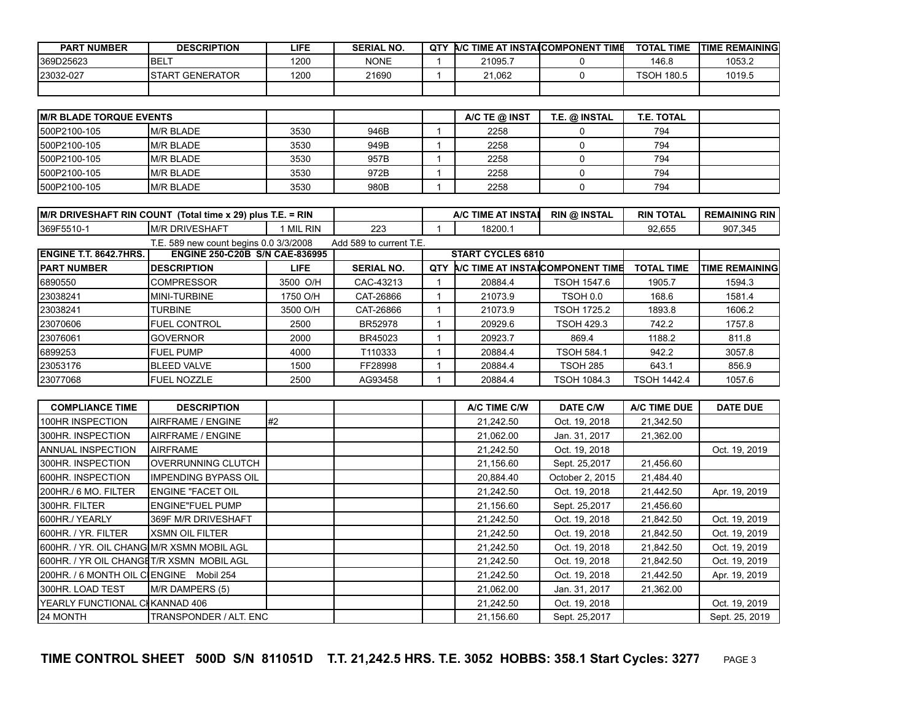| PART NUMBER | DESCRIPTION | LIFE | SERIAL NO. | QTY | A/C TIME AT INSTAL | COMPONENT TIME | TOTAL TIME | TIME REMAINING |
|---|---|---|---|---|---|---|---|---|
| 369D25623 | BELT | 1200 | NONE | 1 | 21095.7 | 0 | 146.8 | 1053.2 |
| 23032-027 | START GENERATOR | 1200 | 21690 | 1 | 21,062 | 0 | TSOH 180.5 | 1019.5 |
| | | | | | | | | |

| M/R BLADE TORQUE EVENTS | | | | | A/C TE @ INST | T.E. @ INSTAL | T.E. TOTAL | |
|---|---|---|---|---|---|---|---|---|
| 500P2100-105 | M/R BLADE | 3530 | 946B | 1 | 2258 | 0 | 794 | |
| 500P2100-105 | M/R BLADE | 3530 | 949B | 1 | 2258 | 0 | 794 | |
| 500P2100-105 | M/R BLADE | 3530 | 957B | 1 | 2258 | 0 | 794 | |
| 500P2100-105 | M/R BLADE | 3530 | 972B | 1 | 2258 | 0 | 794 | |
| 500P2100-105 | M/R BLADE | 3530 | 980B | 1 | 2258 | 0 | 794 | |

| M/R DRIVESHAFT RIN COUNT (Total time x 29) plus T.E. = RIN | | | | | A/C TIME AT INSTAL | RIN @ INSTAL | RIN TOTAL | REMAINING RIN |
|---|---|---|---|---|---|---|---|---|
| 369F5510-1 | M/R DRIVESHAFT | 1 MIL RIN | 223 | 1 | 18200.1 | | 92,655 | 907,345 |

T.E. 589 new count begins 0.0 3/3/2008 Add 589 to current T.E.

| ENGINE T.T. 8642.7HRS. | ENGINE 250-C20B S/N CAE-836995 | | | | START CYCLES 6810 | | | |
|---|---|---|---|---|---|---|---|---|
| PART NUMBER | DESCRIPTION | LIFE | SERIAL NO. | QTY | A/C TIME AT INSTAL | COMPONENT TIME | TOTAL TIME | TIME REMAINING |
| 6890550 | COMPRESSOR | 3500 O/H | CAC-43213 | 1 | 20884.4 | TSOH 1547.6 | 1905.7 | 1594.3 |
| 23038241 | MINI-TURBINE | 1750 O/H | CAT-26866 | 1 | 21073.9 | TSOH 0.0 | 168.6 | 1581.4 |
| 23038241 | TURBINE | 3500 O/H | CAT-26866 | 1 | 21073.9 | TSOH 1725.2 | 1893.8 | 1606.2 |
| 23070606 | FUEL CONTROL | 2500 | BR52978 | 1 | 20929.6 | TSOH 429.3 | 742.2 | 1757.8 |
| 23076061 | GOVERNOR | 2000 | BR45023 | 1 | 20923.7 | 869.4 | 1188.2 | 811.8 |
| 6899253 | FUEL PUMP | 4000 | T110333 | 1 | 20884.4 | TSOH 584.1 | 942.2 | 3057.8 |
| 23053176 | BLEED VALVE | 1500 | FF28998 | 1 | 20884.4 | TSOH 285 | 643.1 | 856.9 |
| 23077068 | FUEL NOZZLE | 2500 | AG93458 | 1 | 20884.4 | TSOH 1084.3 | TSOH 1442.4 | 1057.6 |

| COMPLIANCE TIME | DESCRIPTION | | | | A/C TIME C/W | DATE C/W | A/C TIME DUE | DATE DUE |
|---|---|---|---|---|---|---|---|---|
| 100HR INSPECTION | AIRFRAME / ENGINE | #2 | | | 21,242.50 | Oct. 19, 2018 | 21,342.50 | |
| 300HR. INSPECTION | AIRFRAME / ENGINE | | | | 21,062.00 | Jan. 31, 2017 | 21,362.00 | |
| ANNUAL INSPECTION | AIRFRAME | | | | 21,242.50 | Oct. 19, 2018 | | Oct. 19, 2019 |
| 300HR. INSPECTION | OVERRUNNING CLUTCH | | | | 21,156.60 | Sept. 25,2017 | 21,456.60 | |
| 600HR. INSPECTION | IMPENDING BYPASS OIL | | | | 20,884.40 | October 2, 2015 | 21,484.40 | |
| 200HR./ 6 MO. FILTER | ENGINE "FACET OIL | | | | 21,242.50 | Oct. 19, 2018 | 21,442.50 | Apr. 19, 2019 |
| 300HR. FILTER | ENGINE"FUEL PUMP | | | | 21,156.60 | Sept. 25,2017 | 21,456.60 | |
| 600HR./ YEARLY | 369F M/R DRIVESHAFT | | | | 21,242.50 | Oct. 19, 2018 | 21,842.50 | Oct. 19, 2019 |
| 600HR. / YR. FILTER | XSMN OIL FILTER | | | | 21,242.50 | Oct. 19, 2018 | 21,842.50 | Oct. 19, 2019 |
| 600HR. / YR. OIL CHANG | M/R XSMN MOBIL AGL | | | | 21,242.50 | Oct. 19, 2018 | 21,842.50 | Oct. 19, 2019 |
| 600HR. / YR OIL CHANGE | T/R XSMN MOBIL AGL | | | | 21,242.50 | Oct. 19, 2018 | 21,842.50 | Oct. 19, 2019 |
| 200HR. / 6 MONTH OIL C | ENGINE Mobil 254 | | | | 21,242.50 | Oct. 19, 2018 | 21,442.50 | Apr. 19, 2019 |
| 300HR. LOAD TEST | M/R DAMPERS (5) | | | | 21,062.00 | Jan. 31, 2017 | 21,362.00 | |
| YEARLY FUNCTIONAL CH | KANNAD 406 | | | | 21,242.50 | Oct. 19, 2018 | | Oct. 19, 2019 |
| 24 MONTH | TRANSPONDER / ALT. ENC | | | | 21,156.60 | Sept. 25,2017 | | Sept. 25, 2019 |

**TIME CONTROL SHEET 500D S/N 811051D T.T. 21,242.5 HRS. T.E. 3052 HOBBS: 358.1 Start Cycles: 3277**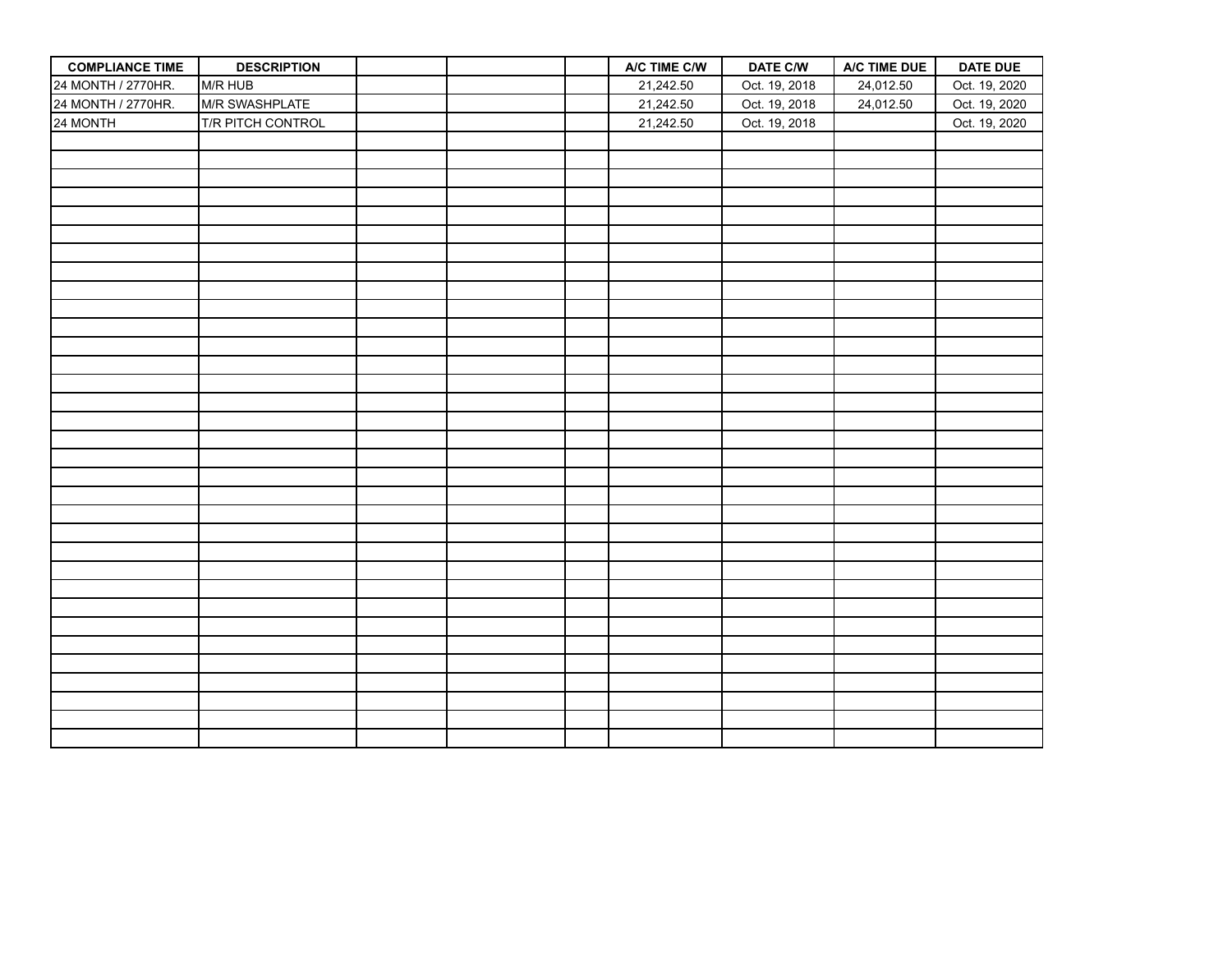| COMPLIANCE TIME | DESCRIPTION | | | | A/C TIME C/W | DATE C/W | A/C TIME DUE | DATE DUE |
|---|---|---|---|---|---|---|---|---|
| 24 MONTH / 2770HR. | M/R HUB | | | | 21,242.50 | Oct. 19, 2018 | 24,012.50 | Oct. 19, 2020 |
| 24 MONTH / 2770HR. | M/R SWASHPLATE | | | | 21,242.50 | Oct. 19, 2018 | 24,012.50 | Oct. 19, 2020 |
| 24 MONTH | T/R PITCH CONTROL | | | | 21,242.50 | Oct. 19, 2018 | | Oct. 19, 2020 |
| | | | | | | | | |
| | | | | | | | | |
| | | | | | | | | |
| | | | | | | | | |
| | | | | | | | | |
| | | | | | | | | |
| | | | | | | | | |
| | | | | | | | | |
| | | | | | | | | |
| | | | | | | | | |
| | | | | | | | | |
| | | | | | | | | |
| | | | | | | | | |
| | | | | | | | | |
| | | | | | | | | |
| | | | | | | | | |
| | | | | | | | | |
| | | | | | | | | |
| | | | | | | | | |
| | | | | | | | | |
| | | | | | | | | |
| | | | | | | | | |
| | | | | | | | | |
| | | | | | | | | |
| | | | | | | | | |
| | | | | | | | | |
| | | | | | | | | |
| | | | | | | | | |
| | | | | | | | | |
| | | | | | | | | |
| | | | | | | | | |